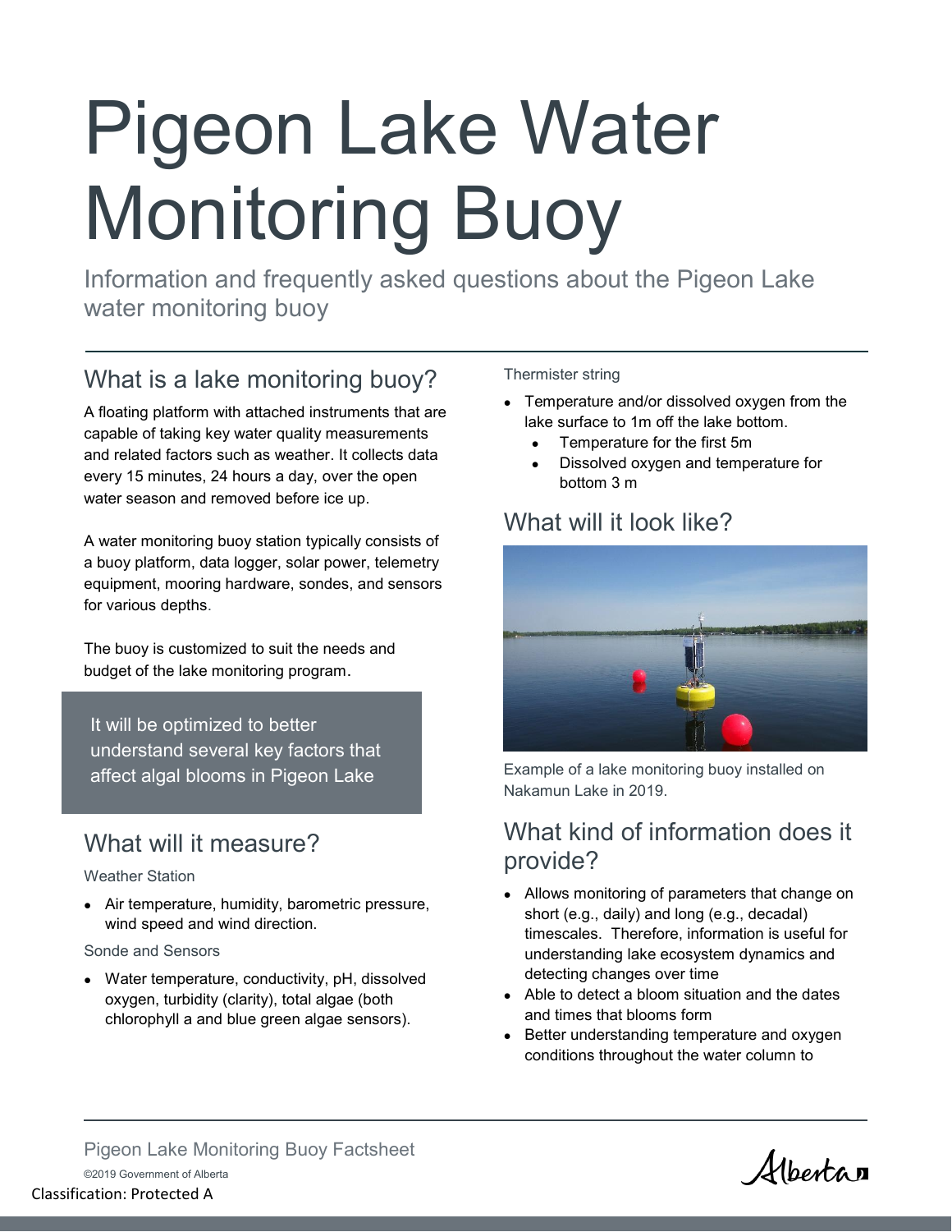# Pigeon Lake Water Monitoring Buoy

Information and frequently asked questions about the Pigeon Lake water monitoring buoy

## What is a lake monitoring buoy?

A floating platform with attached instruments that are capable of taking key water quality measurements and related factors such as weather. It collects data every 15 minutes, 24 hours a day, over the open water season and removed before ice up.

A water monitoring buoy station typically consists of a buoy platform, data logger, solar power, telemetry equipment, mooring hardware, sondes, and sensors for various depths.

The buoy is customized to suit the needs and budget of the lake monitoring program.

> It will be optimized to better understand several key factors that affect algal blooms in Pigeon Lake

## What will it measure?

### Weather Station

- Air temperature, humidity, barometric pressure, wind speed and wind direction.

### Sonde and Sensors

- Water temperature, conductivity, pH, dissolved oxygen, turbidity (clarity), total algae (both chlorophyll a and blue green algae sensors).

### Thermister string

- Temperature and/or dissolved oxygen from the lake surface to 1m off the lake bottom.
  - Temperature for the first 5m
  - Dissolved oxygen and temperature for bottom 3 m

## What will it look like?

Example of a lake monitoring buoy installed on Nakamun Lake in 2019.

## What kind of information does it provide?

- Allows monitoring of parameters that change on short (e.g., daily) and long (e.g., decadal) timescales. Therefore, information is useful for understanding lake ecosystem dynamics and detecting changes over time
- Able to detect a bloom situation and the dates and times that blooms form
- Better understanding temperature and oxygen conditions throughout the water column to

©2019 Government of Alberta

Classification: Protected A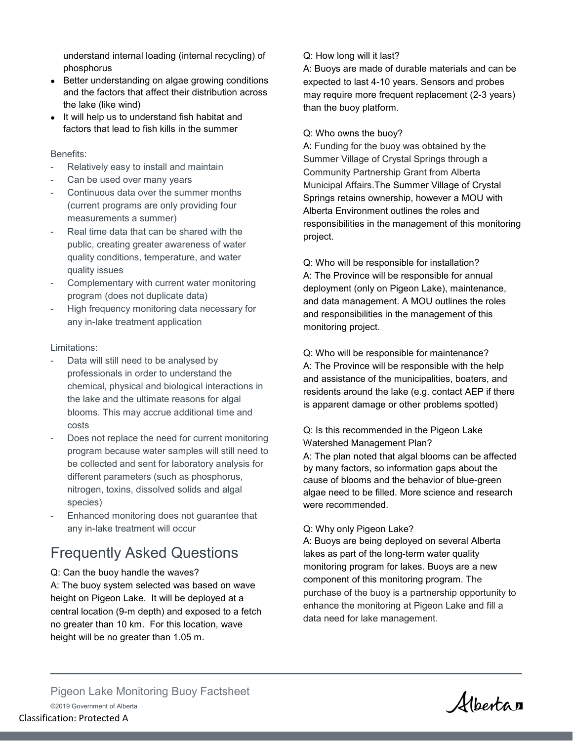understand internal loading (internal recycling) of phosphorus

- Better understanding on algae growing conditions and the factors that affect their distribution across the lake (like wind)
- It will help us to understand fish habitat and factors that lead to fish kills in the summer

Benefits:

- Relatively easy to install and maintain
- Can be used over many years
- Continuous data over the summer months (current programs are only providing four measurements a summer)
- Real time data that can be shared with the public, creating greater awareness of water quality conditions, temperature, and water quality issues
- Complementary with current water monitoring program (does not duplicate data)
- High frequency monitoring data necessary for any in-lake treatment application

Limitations:

- Data will still need to be analysed by professionals in order to understand the chemical, physical and biological interactions in the lake and the ultimate reasons for algal blooms. This may accrue additional time and costs
- Does not replace the need for current monitoring program because water samples will still need to be collected and sent for laboratory analysis for different parameters (such as phosphorus, nitrogen, toxins, dissolved solids and algal species)
- Enhanced monitoring does not guarantee that any in-lake treatment will occur

## Frequently Asked Questions

Q: Can the buoy handle the waves?
A: The buoy system selected was based on wave height on Pigeon Lake. It will be deployed at a central location (9-m depth) and exposed to a fetch no greater than 10 km. For this location, wave height will be no greater than 1.05 m.

Q: How long will it last?
A: Buoys are made of durable materials and can be expected to last 4-10 years. Sensors and probes may require more frequent replacement (2-3 years) than the buoy platform.

Q: Who owns the buoy?
A: Funding for the buoy was obtained by the Summer Village of Crystal Springs through a Community Partnership Grant from Alberta Municipal Affairs.The Summer Village of Crystal Springs retains ownership, however a MOU with Alberta Environment outlines the roles and responsibilities in the management of this monitoring project.

Q: Who will be responsible for installation?
A: The Province will be responsible for annual deployment (only on Pigeon Lake), maintenance, and data management. A MOU outlines the roles and responsibilities in the management of this monitoring project.

Q: Who will be responsible for maintenance?
A: The Province will be responsible with the help and assistance of the municipalities, boaters, and residents around the lake (e.g. contact AEP if there is apparent damage or other problems spotted)

Q: Is this recommended in the Pigeon Lake Watershed Management Plan?
A: The plan noted that algal blooms can be affected by many factors, so information gaps about the cause of blooms and the behavior of blue-green algae need to be filled. More science and research were recommended.

Q: Why only Pigeon Lake?
A: Buoys are being deployed on several Alberta lakes as part of the long-term water quality monitoring program for lakes. Buoys are a new component of this monitoring program. The purchase of the buoy is a partnership opportunity to enhance the monitoring at Pigeon Lake and fill a data need for lake management.